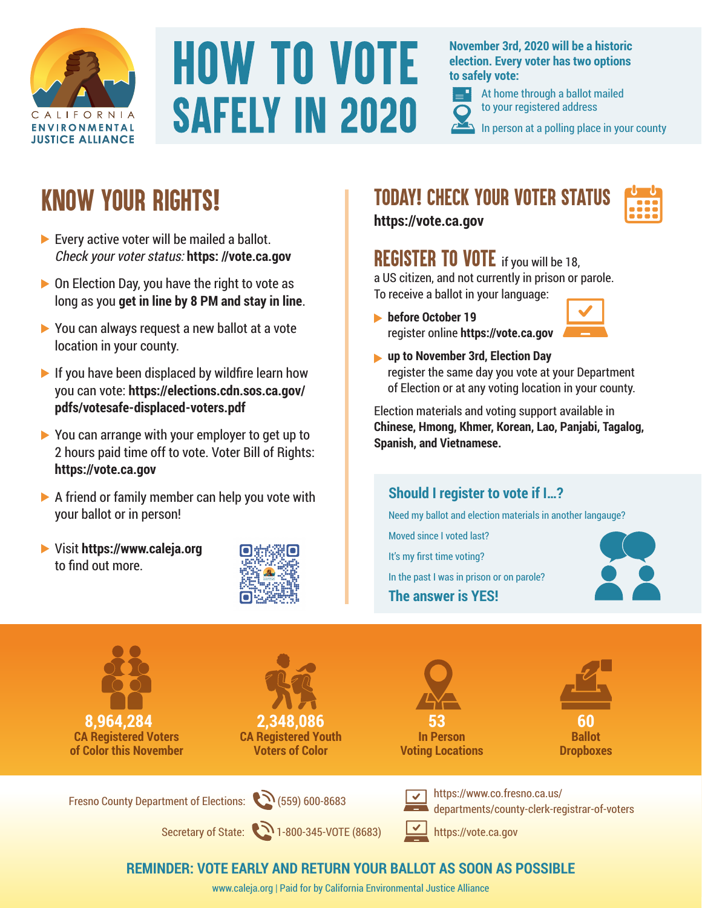CALIFORNIA ENVIRONMENTAL JUSTICE ALLIANCE

# HOW TO VOTE SAFELY IN 2020

**November 3rd, 2020 will be a historic election. Every voter has two options to safely vote:**

- At home through a ballot mailed to your registered address
- In person at a polling place in your county

## KNOW YOUR RIGHTS!

- Every active voter will be mailed a ballot. *Check your voter status:* **https: //vote.ca.gov**
- On Election Day, you have the right to vote as long as you **get in line by 8 PM and stay in line**.
- You can always request a new ballot at a vote location in your county.
- If you have been displaced by wildfire learn how you can vote: **https://elections.cdn.sos.ca.gov/pdfs/votesafe-displaced-voters.pdf**
- You can arrange with your employer to get up to 2 hours paid time off to vote. Voter Bill of Rights: **https://vote.ca.gov**
- A friend or family member can help you vote with your ballot or in person!
- Visit **https://www.caleja.org** to find out more.

## TODAY! CHECK YOUR VOTER STATUS

**https://vote.ca.gov**

## REGISTER TO VOTE if you will be 18,

a US citizen, and not currently in prison or parole. To receive a ballot in your language:

- **before October 19** register online **https://vote.ca.gov**
- **up to November 3rd, Election Day** register the same day you vote at your Department of Election or at any voting location in your county.

Election materials and voting support available in **Chinese, Hmong, Khmer, Korean, Lao, Panjabi, Tagalog, Spanish, and Vietnamese.**

### Should I register to vote if I...?

Need my ballot and election materials in another langauge?

Moved since I voted last?

It's my first time voting?

In the past I was in prison or on parole?

**The answer is YES!**

**8,964,284** CA Registered Voters of Color this November

**2,348,086** CA Registered Youth Voters of Color

**53** In Person Voting Locations

**60** Ballot Dropboxes

Fresno County Department of Elections: (559) 600-8683 — https://www.co.fresno.ca.us/departments/county-clerk-registrar-of-voters

Secretary of State: 1-800-345-VOTE (8683) — https://vote.ca.gov

**REMINDER: VOTE EARLY AND RETURN YOUR BALLOT AS SOON AS POSSIBLE**

www.caleja.org | Paid for by California Environmental Justice Alliance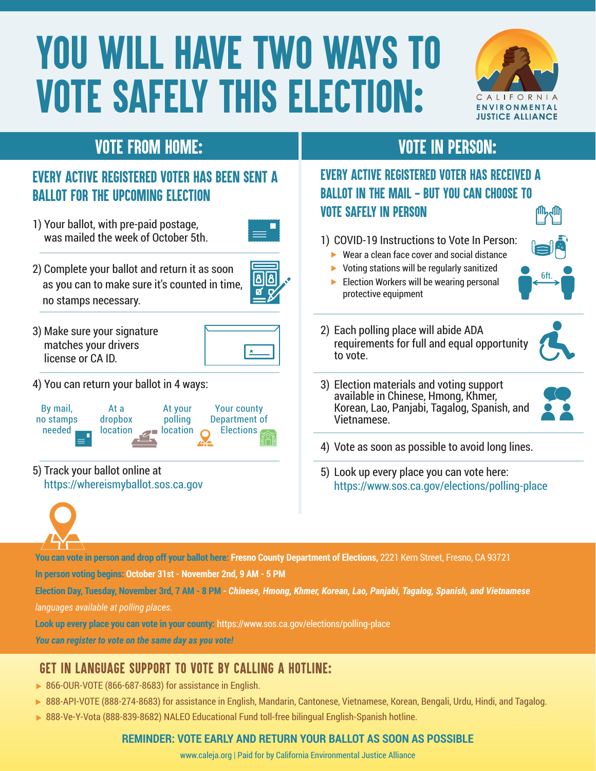# YOU WILL HAVE TWO WAYS TO VOTE SAFELY THIS ELECTION:

CALIFORNIA ENVIRONMENTAL JUSTICE ALLIANCE

## VOTE FROM HOME:

### EVERY ACTIVE REGISTERED VOTER HAS BEEN SENT A BALLOT FOR THE UPCOMING ELECTION

1) Your ballot, with pre-paid postage, was mailed the week of October 5th.

2) Complete your ballot and return it as soon as you can to make sure it's counted in time, no stamps necessary.

3) Make sure your signature matches your drivers license or CA ID.

4) You can return your ballot in 4 ways:
   - By mail, no stamps needed
   - At a dropbox location
   - At your polling location
   - Your county Department of Elections

5) Track your ballot online at https://whereismyballot.sos.ca.gov

## VOTE IN PERSON:

### EVERY ACTIVE REGISTERED VOTER HAS RECEIVED A BALLOT IN THE MAIL - BUT YOU CAN CHOOSE TO VOTE SAFELY IN PERSON

1) COVID-19 Instructions to Vote In Person:
   - Wear a clean face cover and social distance
   - Voting stations will be regularly sanitized
   - Election Workers will be wearing personal protective equipment

6ft.

2) Each polling place will abide ADA requirements for full and equal opportunity to vote.

3) Election materials and voting support available in Chinese, Hmong, Khmer, Korean, Lao, Panjabi, Tagalog, Spanish, and Vietnamese.

4) Vote as soon as possible to avoid long lines.

5) Look up every place you can vote here: https://www.sos.ca.gov/elections/polling-place

**You can vote in person and drop off your ballot here: Fresno County Department of Elections**, 2221 Kern Street, Fresno, CA 93721

**In person voting begins: October 31st - November 2nd, 9 AM - 5 PM**

**Election Day, Tuesday, November 3rd, 7 AM - 8 PM** - ***Chinese, Hmong, Khmer, Korean, Lao, Panjabi, Tagalog, Spanish, and Vietnamese*** *languages available at polling places.*

**Look up every place you can vote in your county:** https://www.sos.ca.gov/elections/polling-place

***You can register to vote on the same day as you vote!***

## GET IN LANGUAGE SUPPORT TO VOTE BY CALLING A HOTLINE:

- 866-OUR-VOTE (866-687-8683) for assistance in English.
- 888-API-VOTE (888-274-8683) for assistance in English, Mandarin, Cantonese, Vietnamese, Korean, Bengali, Urdu, Hindi, and Tagalog.
- 888-Ve-Y-Vota (888-839-8682) NALEO Educational Fund toll-free bilingual English-Spanish hotline.

**REMINDER: VOTE EARLY AND RETURN YOUR BALLOT AS SOON AS POSSIBLE**

www.caleja.org | Paid for by California Environmental Justice Alliance